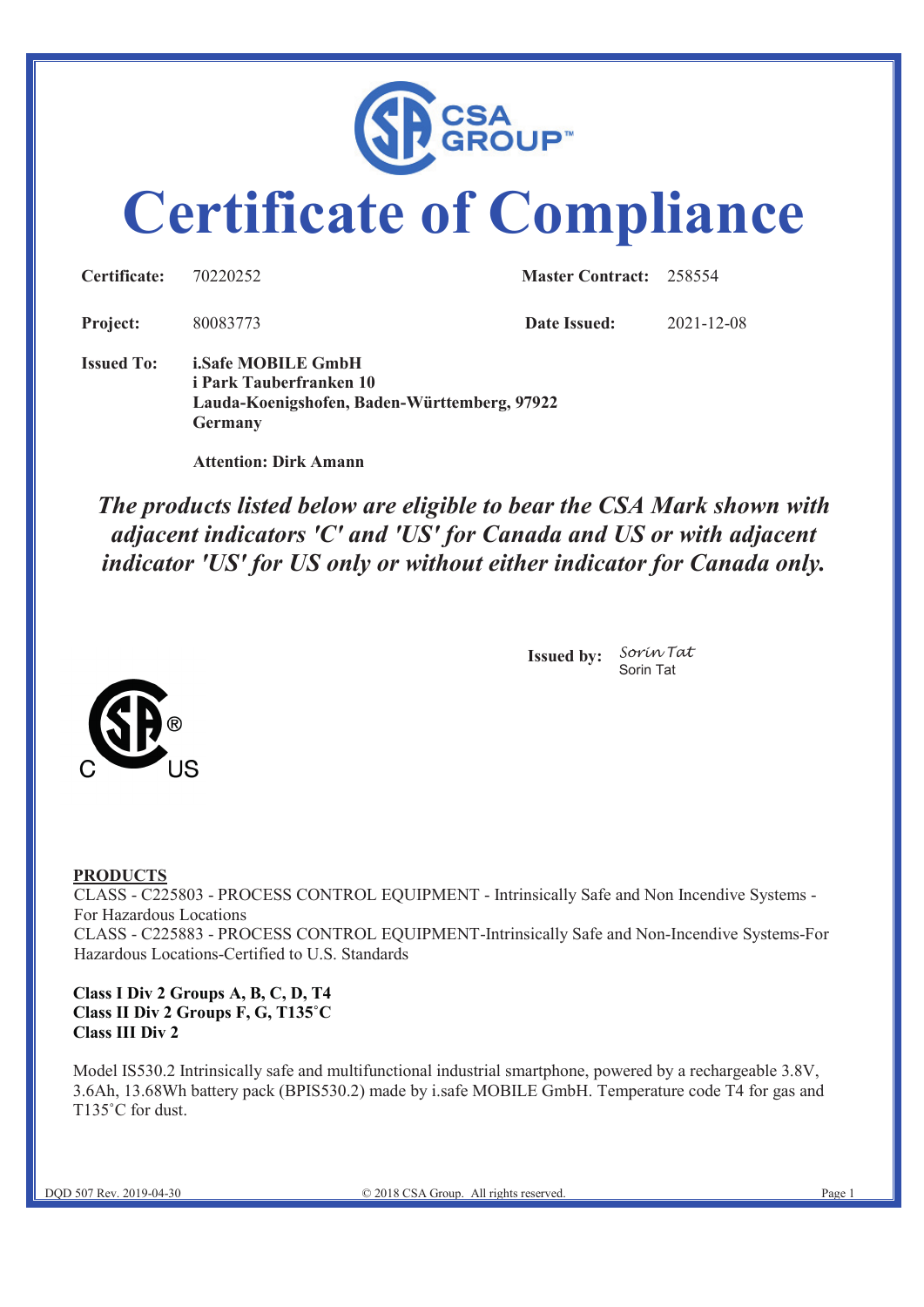# Certificate of Compliance

**Certificate:** 70220252 **Master Contract:** 258554

**Project:** 80083773 **Date Issued:** 2021-12-08

**Issued To:** **i.Safe MOBILE GmbH**
**i Park Tauberfranken 10**
**Lauda-Koenigshofen, Baden-Württemberg, 97922**
**Germany**

**Attention: Dirk Amann**

***The products listed below are eligible to bear the CSA Mark shown with adjacent indicators 'C' and 'US' for Canada and US or with adjacent indicator 'US' for US only or without either indicator for Canada only.***

**Issued by:** *Sorin Tat*
Sorin Tat

**PRODUCTS**

CLASS - C225803 - PROCESS CONTROL EQUIPMENT - Intrinsically Safe and Non Incendive Systems - For Hazardous Locations
CLASS - C225883 - PROCESS CONTROL EQUIPMENT-Intrinsically Safe and Non-Incendive Systems-For Hazardous Locations-Certified to U.S. Standards

**Class I Div 2 Groups A, B, C, D, T4**
**Class II Div 2 Groups F, G, T135˚C**
**Class III Div 2**

Model IS530.2 Intrinsically safe and multifunctional industrial smartphone, powered by a rechargeable 3.8V, 3.6Ah, 13.68Wh battery pack (BPIS530.2) made by i.safe MOBILE GmbH. Temperature code T4 for gas and T135˚C for dust.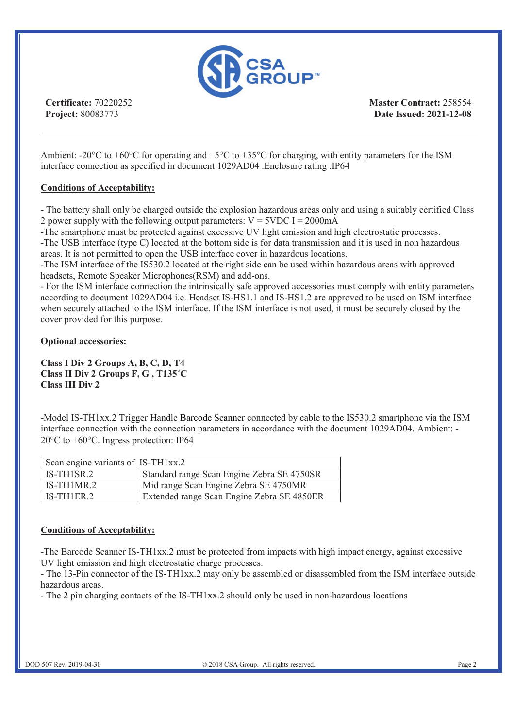**Certificate:** 70220252
**Project:** 80083773

**Master Contract:** 258554
**Date Issued: 2021-12-08**

---

Ambient: -20°C to +60°C for operating and +5°C to +35°C for charging, with entity parameters for the ISM interface connection as specified in document 1029AD04 .Enclosure rating :IP64

**Conditions of Acceptability:**

- The battery shall only be charged outside the explosion hazardous areas only and using a suitably certified Class 2 power supply with the following output parameters: V = 5VDC I = 2000mA
-The smartphone must be protected against excessive UV light emission and high electrostatic processes.
-The USB interface (type C) located at the bottom side is for data transmission and it is used in non hazardous areas. It is not permitted to open the USB interface cover in hazardous locations.
-The ISM interface of the IS530.2 located at the right side can be used within hazardous areas with approved headsets, Remote Speaker Microphones(RSM) and add-ons.
- For the ISM interface connection the intrinsically safe approved accessories must comply with entity parameters according to document 1029AD04 i.e. Headset IS-HS1.1 and IS-HS1.2 are approved to be used on ISM interface when securely attached to the ISM interface. If the ISM interface is not used, it must be securely closed by the cover provided for this purpose.

**Optional accessories:**

**Class I Div 2 Groups A, B, C, D, T4**
**Class II Div 2 Groups F, G , T135˚C**
**Class III Div 2**

-Model IS-TH1xx.2 Trigger Handle Barcode Scanner connected by cable to the IS530.2 smartphone via the ISM interface connection with the connection parameters in accordance with the document 1029AD04. Ambient: -20°C to +60°C. Ingress protection: IP64

| Scan engine variants of IS-TH1xx.2 | |
|---|---|
| IS-TH1SR.2 | Standard range Scan Engine Zebra SE 4750SR |
| IS-TH1MR.2 | Mid range Scan Engine Zebra SE 4750MR |
| IS-TH1ER.2 | Extended range Scan Engine Zebra SE 4850ER |

**Conditions of Acceptability:**

-The Barcode Scanner IS-TH1xx.2 must be protected from impacts with high impact energy, against excessive UV light emission and high electrostatic charge processes.
- The 13-Pin connector of the IS-TH1xx.2 may only be assembled or disassembled from the ISM interface outside hazardous areas.
- The 2 pin charging contacts of the IS-TH1xx.2 should only be used in non-hazardous locations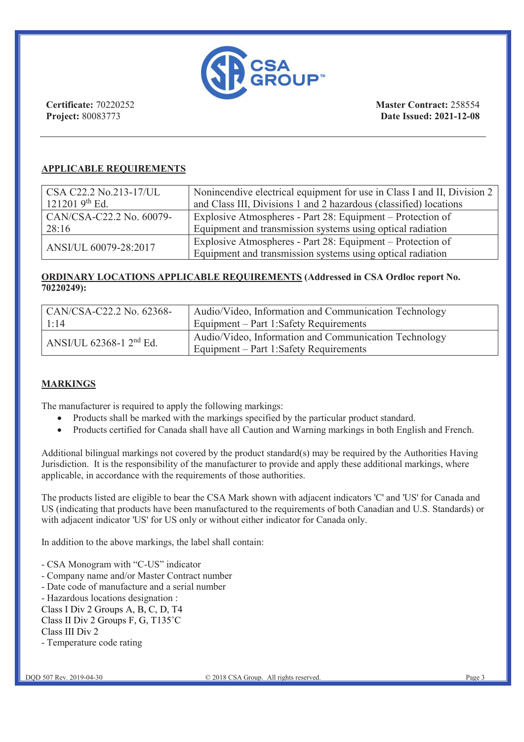**Certificate:** 70220252
**Project:** 80083773

**Master Contract:** 258554
**Date Issued: 2021-12-08**

---

## APPLICABLE REQUIREMENTS

| | |
|---|---|
| CSA C22.2 No.213-17/UL 121201 9th Ed. | Nonincendive electrical equipment for use in Class I and II, Division 2 and Class III, Divisions 1 and 2 hazardous (classified) locations |
| CAN/CSA-C22.2 No. 60079-28:16 | Explosive Atmospheres - Part 28: Equipment – Protection of Equipment and transmission systems using optical radiation |
| ANSI/UL 60079-28:2017 | Explosive Atmospheres - Part 28: Equipment – Protection of Equipment and transmission systems using optical radiation |

## ORDINARY LOCATIONS APPLICABLE REQUIREMENTS (Addressed in CSA Ordloc report No. 70220249):

| | |
|---|---|
| CAN/CSA-C22.2 No. 62368-1:14 | Audio/Video, Information and Communication Technology Equipment – Part 1:Safety Requirements |
| ANSI/UL 62368-1 2nd Ed. | Audio/Video, Information and Communication Technology Equipment – Part 1:Safety Requirements |

## MARKINGS

The manufacturer is required to apply the following markings:

- Products shall be marked with the markings specified by the particular product standard.
- Products certified for Canada shall have all Caution and Warning markings in both English and French.

Additional bilingual markings not covered by the product standard(s) may be required by the Authorities Having Jurisdiction. It is the responsibility of the manufacturer to provide and apply these additional markings, where applicable, in accordance with the requirements of those authorities.

The products listed are eligible to bear the CSA Mark shown with adjacent indicators 'C' and 'US' for Canada and US (indicating that products have been manufactured to the requirements of both Canadian and U.S. Standards) or with adjacent indicator 'US' for US only or without either indicator for Canada only.

In addition to the above markings, the label shall contain:

- CSA Monogram with "C-US" indicator
- Company name and/or Master Contract number
- Date code of manufacture and a serial number
- Hazardous locations designation :

Class I Div 2 Groups A, B, C, D, T4
Class II Div 2 Groups F, G, T135˚C
Class III Div 2

- Temperature code rating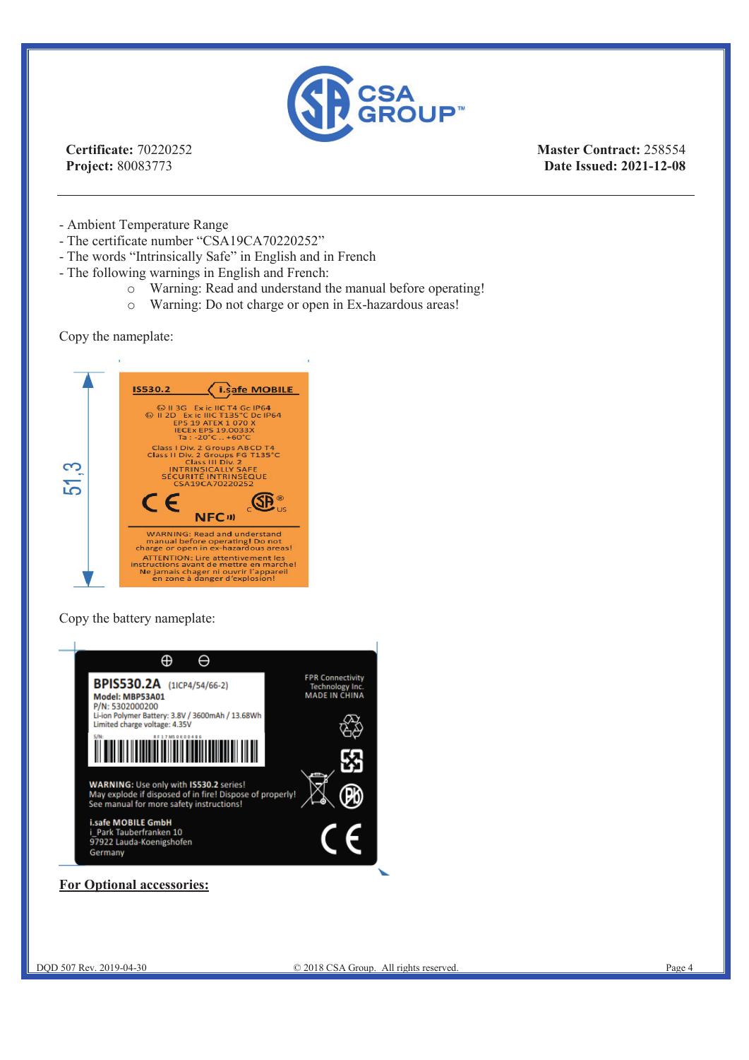Certificate: 70220252
Project: 80083773

Master Contract: 258554
Date Issued: 2021-12-08

- Ambient Temperature Range
- The certificate number "CSA19CA70220252"
- The words "Intrinsically Safe" in English and in French
- The following warnings in English and French:
    - Warning: Read and understand the manual before operating!
    - Warning: Do not charge or open in Ex-hazardous areas!

Copy the nameplate:

IS530.2 i.safe MOBILE

II 3G Ex ic IIC T4 Gc IP64
II 2D Ex ic IIIC T135°C Dc IP64
EPS 19 ATEX 1 070 X
IECEx EPS 19.0033X
Ta : -20°C .. +60°C

Class I Div. 2 Groups ABCD T4
Class II Div. 2 Groups FG T135°C
Class III Div. 2
INTRINSICALLY SAFE
SÉCURITÉ INTRINSÈQUE
CSA19CA70220252

CE NFC c SP us

WARNING: Read and understand manual before operating! Do not charge or open in ex-hazardous areas!
ATTENTION: Lire attentivement les instructions avant de mettre en marche! Ne jamais chager ni ouvrir l'appareil en zone à danger d'explosion!

51,3

Copy the battery nameplate:

BPIS530.2A (1ICP4/54/66-2)
Model: MBP53A01
P/N: 5302000200
Li-ion Polymer Battery: 3.8V / 3600mAh / 13.68Wh
Limited charge voltage: 4.35V
S/N: RF17MS0K00486

FPR Connectivity Technology Inc.
MADE IN CHINA

WARNING: Use only with IS530.2 series!
May explode if disposed of in fire! Dispose of properly!
See manual for more safety instructions!

i.safe MOBILE GmbH
i_Park Tauberfranken 10
97922 Lauda-Koenigshofen
Germany

CE

**For Optional accessories:**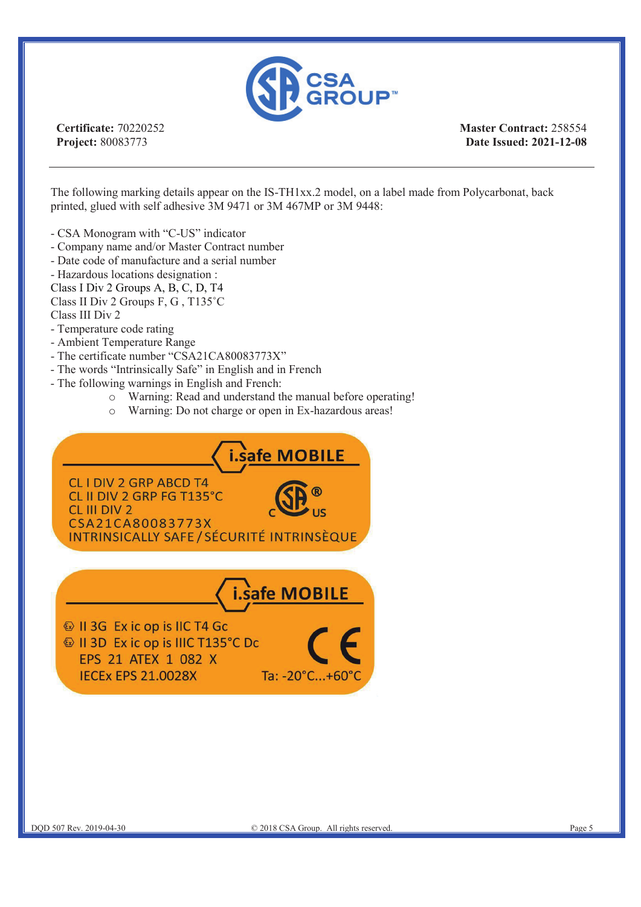**Certificate:** 70220252
**Project:** 80083773

**Master Contract:** 258554
**Date Issued: 2021-12-08**

The following marking details appear on the IS-TH1xx.2 model, on a label made from Polycarbonat, back printed, glued with self adhesive 3M 9471 or 3M 467MP or 3M 9448:

- CSA Monogram with "C-US" indicator
- Company name and/or Master Contract number
- Date code of manufacture and a serial number
- Hazardous locations designation :

Class I Div 2 Groups A, B, C, D, T4
Class II Div 2 Groups F, G , T135˚C
Class III Div 2

- Temperature code rating
- Ambient Temperature Range
- The certificate number "CSA21CA80083773X"
- The words "Intrinsically Safe" in English and in French
- The following warnings in English and French:
  - Warning: Read and understand the manual before operating!
  - Warning: Do not charge or open in Ex-hazardous areas!

i.safe MOBILE

CL I DIV 2 GRP ABCD T4
CL II DIV 2 GRP FG T135°C
CL III DIV 2
CSA21CA80083773X
INTRINSICALLY SAFE / SÉCURITÉ INTRINSÈQUE

C US

i.safe MOBILE

II 3G Ex ic op is IIC T4 Gc
II 3D Ex ic op is IIIC T135°C Dc
EPS 21 ATEX 1 082 X
IECEx EPS 21.0028X

CE

Ta: -20°C...+60°C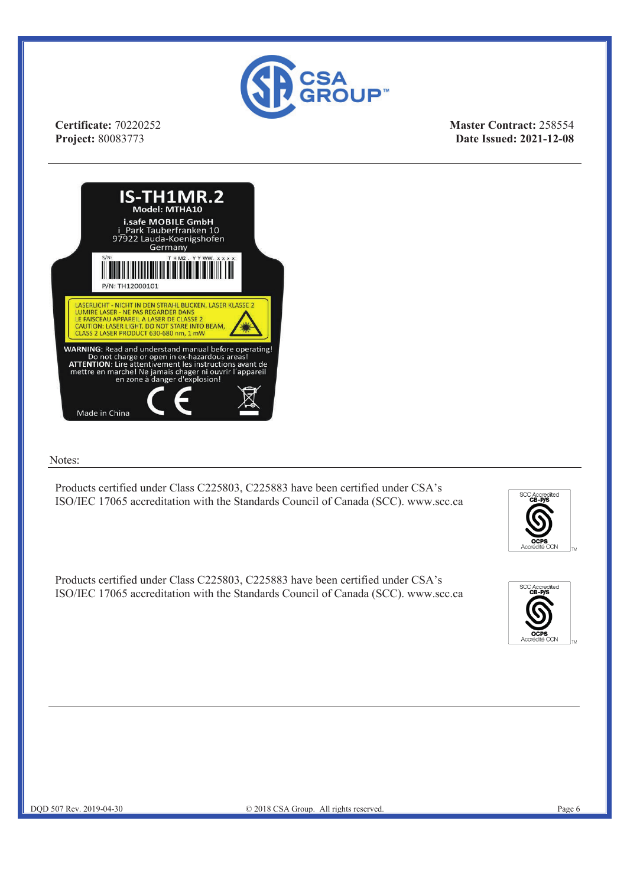**Certificate:** 70220252
**Project:** 80083773

**Master Contract:** 258554
**Date Issued: 2021-12-08**

---

**IS-TH1MR.2**
**Model: MTHA10**

**i.safe MOBILE GmbH**
i_Park Tauberfranken 10
97922 Lauda-Koenigshofen
Germany

S/N: T H M2 . Y Y WW. x x x x
P/N: TH12000101

LASERLICHT - NICHT IN DEN STRAHL BLICKEN, LASER KLASSE 2
LUMIRE LASER - NE PAS REGARDER DANS
LE FAISCEAU APPAREIL A LASER DE CLASSE 2
CAUTION: LASER LIGHT. DO NOT STARE INTO BEAM,
CLASS 2 LASER PRODUCT 630-680 nm, 1 mW

**WARNING**: Read and understand manual before operating!
Do not charge or open in ex-hazardous areas!
**ATTENTION**: Lire attentivement les instructions avant de mettre en marche! Ne jamais chager ni ouvrir l'appareil en zone à danger d'explosion!

Made in China

Notes:

---

Products certified under Class C225803, C225883 have been certified under CSA's ISO/IEC 17065 accreditation with the Standards Council of Canada (SCC). www.scc.ca

Products certified under Class C225803, C225883 have been certified under CSA's ISO/IEC 17065 accreditation with the Standards Council of Canada (SCC). www.scc.ca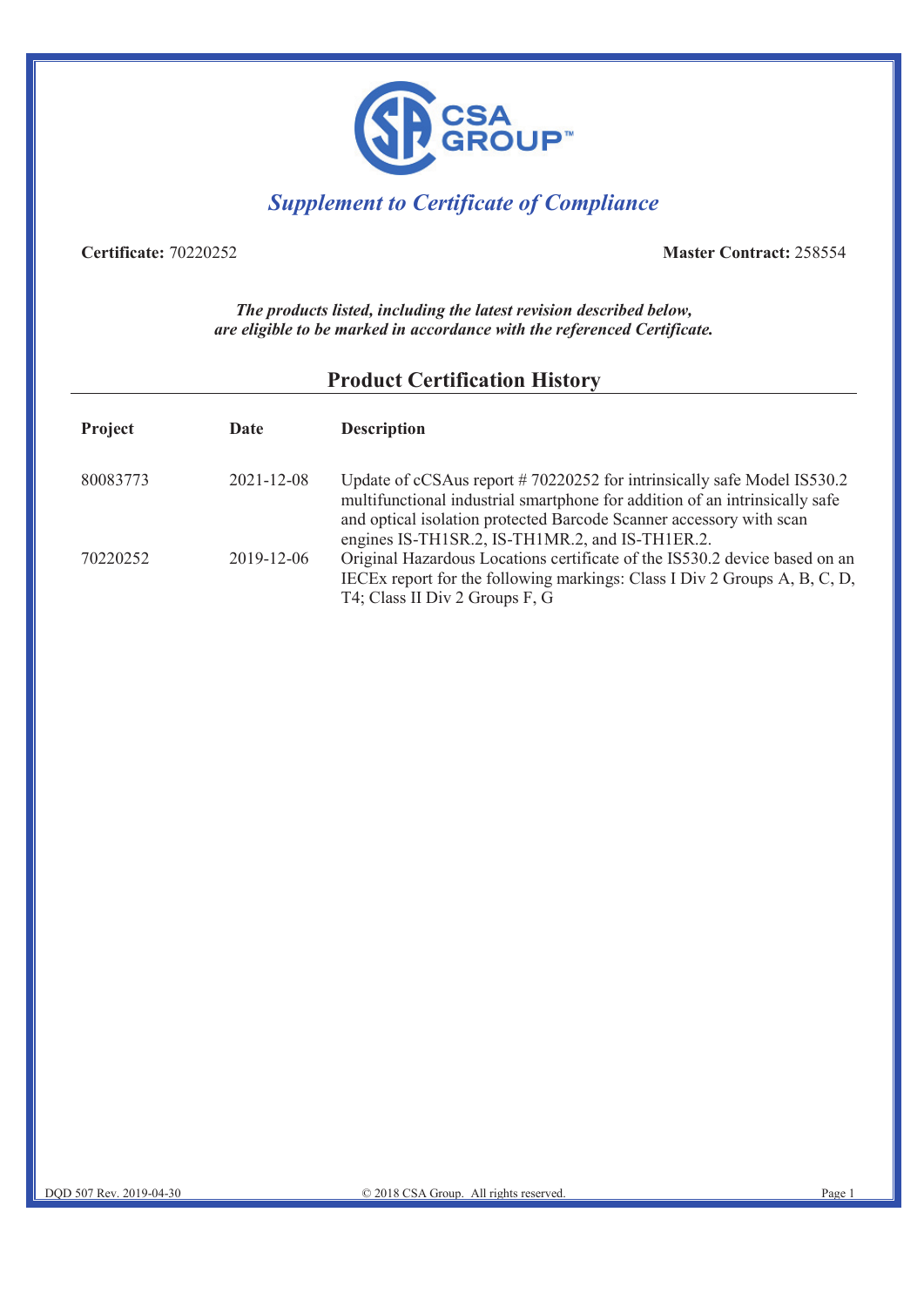# *Supplement to Certificate of Compliance*

**Certificate:** 70220252 **Master Contract:** 258554

***The products listed, including the latest revision described below, are eligible to be marked in accordance with the referenced Certificate.***

## Product Certification History

| Project | Date | Description |
| --- | --- | --- |
| 80083773 | 2021-12-08 | Update of cCSAus report # 70220252 for intrinsically safe Model IS530.2 multifunctional industrial smartphone for addition of an intrinsically safe and optical isolation protected Barcode Scanner accessory with scan engines IS-TH1SR.2, IS-TH1MR.2, and IS-TH1ER.2. |
| 70220252 | 2019-12-06 | Original Hazardous Locations certificate of the IS530.2 device based on an IECEx report for the following markings: Class I Div 2 Groups A, B, C, D, T4; Class II Div 2 Groups F, G |